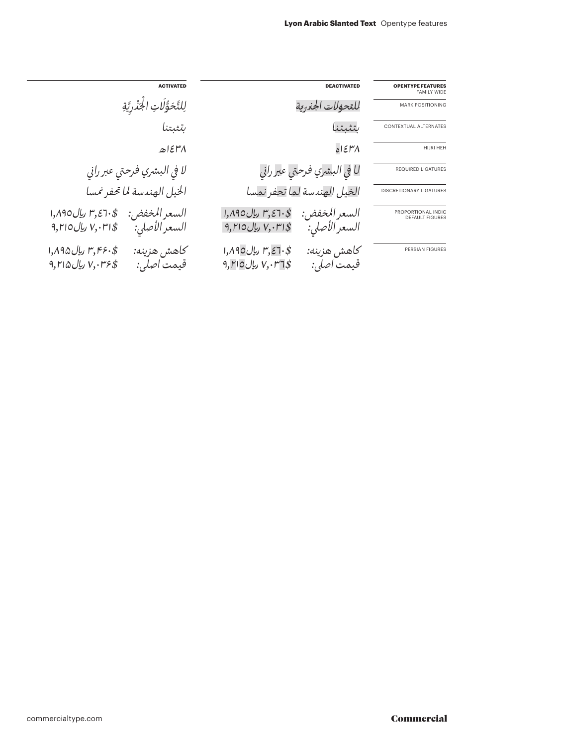# Lyon Arabic Slanted Text Opentype features

| ACTIVATED | DEACTIVATED | OPENTYPE FEATURES FAMILY WIDE |
|---|---|---|
| لِلتَّحَوُّلَاتِ الْجَذْرِيَّةِ | للتحولات الجذرية | MARK POSITIONING |
| بتثبتنا | بتثبتنا | CONTEXTUAL ALTERNATES |
| ١٤٣٨هـ | ١٤٣٨ه | HIJRI HEH |
| لا في البشري فرحتي عبر راني | لا في البشري فرحتي عبر راني | REQUIRED LIGATURES |
| الخيل الهندسة لما تحفر نمسا | الخيل الهندسة لما تحفر نمسا | DISCRETIONARY LIGATURES |
| السعر المخفض: ٣,٤٦٠$ ريال١,٨٩٥<br>السعر الأصلي: ٧,٠٣١$ ريال٩,٢١٥ | السعر المخفض: ٣,٤٦٠$ ريال١,٨٩٥<br>السعر الأصلي: ٧,٠٣١$ ريال٩,٢١٥ | PROPORTIONAL INDIC DEFAULT FIGURES |
| کاهش هزینه: ۳,۴۶۰$ ریال۱,۸۹۵<br>قیمت اصلی: ۷,۰۳۶$ ریال۹,۲۱۵ | کاهش هزینه: ٣,٤٦٠$ ریال١,٨٩٥<br>قیمت اصلی: ٧,٠٣٦$ ریال٩,٢١٥ | PERSIAN FIGURES |

commercialtype.com

Commercial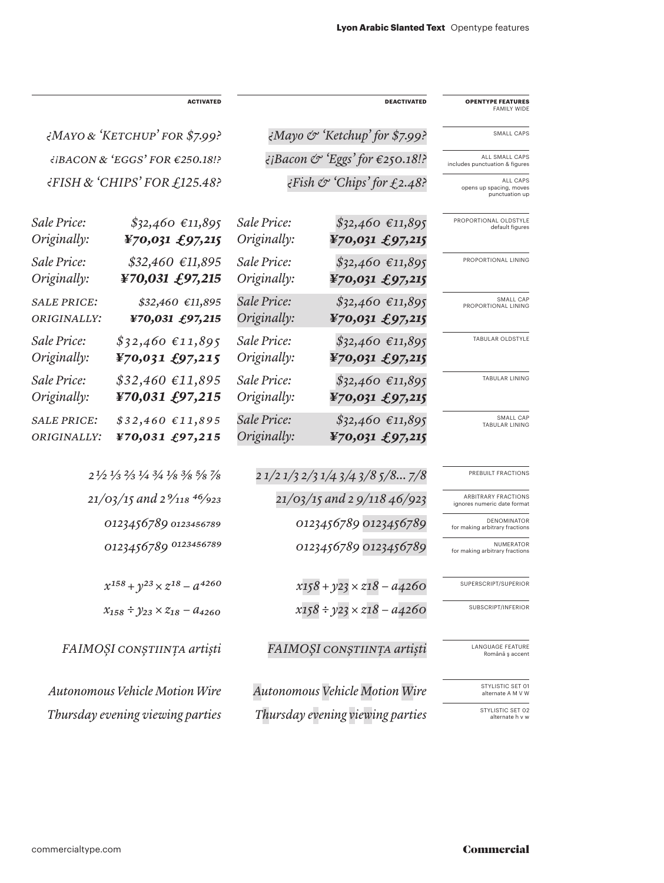| ACTIVATED | | DEACTIVATED | | OPENTYPE FEATURES FAMILY WIDE |
|---|---|---|---|---|
| ¿MAYO & 'KETCHUP' FOR $7.99? | | ¿Mayo & 'Ketchup' for $7.99? | | SMALL CAPS |
| ¿¡BACON & 'EGGS' FOR €250.18!? | | ¿¡Bacon & 'Eggs' for €250.18!? | | ALL SMALL CAPS includes punctuation & figures |
| ¿FISH & 'CHIPS' FOR £125.48? | | ¿Fish & 'Chips' for £2.48? | | ALL CAPS opens up spacing, moves punctuation up |
| Sale Price: Originally: | $32,460 €11,895 ¥70,031 £97,215 | Sale Price: Originally: | $32,460 €11,895 ¥70,031 £97,215 | PROPORTIONAL OLDSTYLE default figures |
| Sale Price: Originally: | $32,460 €11,895 ¥70,031 £97,215 | Sale Price: Originally: | $32,460 €11,895 ¥70,031 £97,215 | PROPORTIONAL LINING |
| SALE PRICE: ORIGINALLY: | $32,460 €11,895 ¥70,031 £97,215 | Sale Price: Originally: | $32,460 €11,895 ¥70,031 £97,215 | SMALL CAP PROPORTIONAL LINING |
| Sale Price: Originally: | $32,460 €11,895 ¥70,031 £97,215 | Sale Price: Originally: | $32,460 €11,895 ¥70,031 £97,215 | TABULAR OLDSTYLE |
| Sale Price: Originally: | $32,460 €11,895 ¥70,031 £97,215 | Sale Price: Originally: | $32,460 €11,895 ¥70,031 £97,215 | TABULAR LINING |
| SALE PRICE: ORIGINALLY: | $32,460 €11,895 ¥70,031 £97,215 | Sale Price: Originally: | $32,460 €11,895 ¥70,031 £97,215 | SMALL CAP TABULAR LINING |
| 2½ ⅓ ⅔ ¼ ¾ ⅛ ⅜ ⅝ ⅞ | | 2 1/2 1/3 2/3 1/4 3/4 3/8 5/8... 7/8 | | PREBUILT FRACTIONS |
| 21/03/15 and 2 9/118 46/923 | | 21/03/15 and 2 9/118 46/923 | | ARBITRARY FRACTIONS ignores numeric date format |
| 0123456789 0123456789 | | 0123456789 0123456789 | | DENOMINATOR for making arbitrary fractions |
| 0123456789 0123456789 | | 0123456789 0123456789 | | NUMERATOR for making arbitrary fractions |
| $x^{158} + y^{23} \times z^{18} - a^{4260}$ | | x158 + y23 × z18 – a4260 | | SUPERSCRIPT/SUPERIOR |
| $x_{158} \div y_{23} \times z_{18} - a_{4260}$ | | x158 ÷ y23 × z18 – a4260 | | SUBSCRIPT/INFERIOR |
| FAIMOȘI CONȘTIINȚA artiști | | FAIMOŞI CONŞTIINŢA artişti | | LANGUAGE FEATURE Română ş accent |
| Autonomous Vehicle Motion Wire | | Autonomous Vehicle Motion Wire | | STYLISTIC SET 01 alternate A M V W |
| Thursday evening viewing parties | | Thursday evening viewing parties | | STYLISTIC SET 02 alternate h v w |